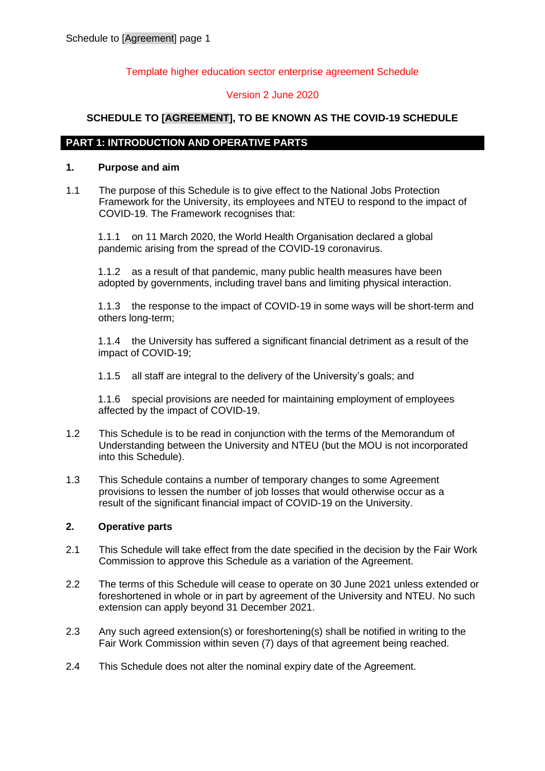Template higher education sector enterprise agreement Schedule

Version 2 June 2020

**SCHEDULE TO [AGREEMENT], TO BE KNOWN AS THE COVID-19 SCHEDULE**

## PART 1: INTRODUCTION AND OPERATIVE PARTS

### 1. Purpose and aim

1.1 The purpose of this Schedule is to give effect to the National Jobs Protection Framework for the University, its employees and NTEU to respond to the impact of COVID-19. The Framework recognises that:

1.1.1 on 11 March 2020, the World Health Organisation declared a global pandemic arising from the spread of the COVID-19 coronavirus.

1.1.2 as a result of that pandemic, many public health measures have been adopted by governments, including travel bans and limiting physical interaction.

1.1.3 the response to the impact of COVID-19 in some ways will be short-term and others long-term;

1.1.4 the University has suffered a significant financial detriment as a result of the impact of COVID-19;

1.1.5 all staff are integral to the delivery of the University's goals; and

1.1.6 special provisions are needed for maintaining employment of employees affected by the impact of COVID-19.

1.2 This Schedule is to be read in conjunction with the terms of the Memorandum of Understanding between the University and NTEU (but the MOU is not incorporated into this Schedule).

1.3 This Schedule contains a number of temporary changes to some Agreement provisions to lessen the number of job losses that would otherwise occur as a result of the significant financial impact of COVID-19 on the University.

### 2. Operative parts

2.1 This Schedule will take effect from the date specified in the decision by the Fair Work Commission to approve this Schedule as a variation of the Agreement.

2.2 The terms of this Schedule will cease to operate on 30 June 2021 unless extended or foreshortened in whole or in part by agreement of the University and NTEU. No such extension can apply beyond 31 December 2021.

2.3 Any such agreed extension(s) or foreshortening(s) shall be notified in writing to the Fair Work Commission within seven (7) days of that agreement being reached.

2.4 This Schedule does not alter the nominal expiry date of the Agreement.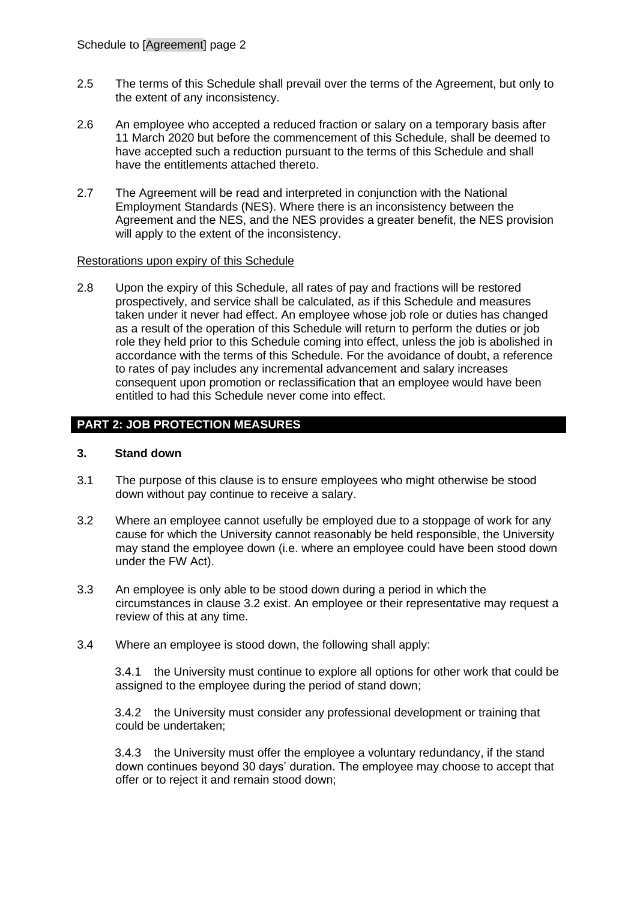2.5 The terms of this Schedule shall prevail over the terms of the Agreement, but only to the extent of any inconsistency.

2.6 An employee who accepted a reduced fraction or salary on a temporary basis after 11 March 2020 but before the commencement of this Schedule, shall be deemed to have accepted such a reduction pursuant to the terms of this Schedule and shall have the entitlements attached thereto.

2.7 The Agreement will be read and interpreted in conjunction with the National Employment Standards (NES). Where there is an inconsistency between the Agreement and the NES, and the NES provides a greater benefit, the NES provision will apply to the extent of the inconsistency.

Restorations upon expiry of this Schedule

2.8 Upon the expiry of this Schedule, all rates of pay and fractions will be restored prospectively, and service shall be calculated, as if this Schedule and measures taken under it never had effect. An employee whose job role or duties has changed as a result of the operation of this Schedule will return to perform the duties or job role they held prior to this Schedule coming into effect, unless the job is abolished in accordance with the terms of this Schedule. For the avoidance of doubt, a reference to rates of pay includes any incremental advancement and salary increases consequent upon promotion or reclassification that an employee would have been entitled to had this Schedule never come into effect.

## PART 2: JOB PROTECTION MEASURES

### 3. Stand down

3.1 The purpose of this clause is to ensure employees who might otherwise be stood down without pay continue to receive a salary.

3.2 Where an employee cannot usefully be employed due to a stoppage of work for any cause for which the University cannot reasonably be held responsible, the University may stand the employee down (i.e. where an employee could have been stood down under the FW Act).

3.3 An employee is only able to be stood down during a period in which the circumstances in clause 3.2 exist. An employee or their representative may request a review of this at any time.

3.4 Where an employee is stood down, the following shall apply:

3.4.1 the University must continue to explore all options for other work that could be assigned to the employee during the period of stand down;

3.4.2 the University must consider any professional development or training that could be undertaken;

3.4.3 the University must offer the employee a voluntary redundancy, if the stand down continues beyond 30 days' duration. The employee may choose to accept that offer or to reject it and remain stood down;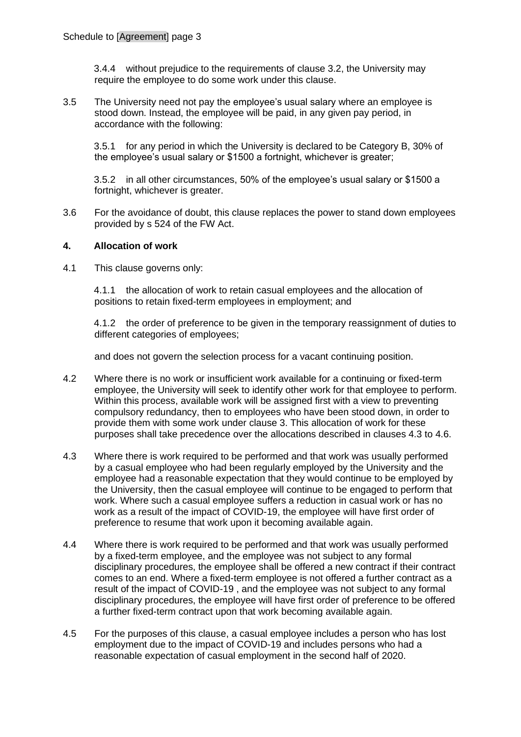3.4.4 without prejudice to the requirements of clause 3.2, the University may require the employee to do some work under this clause.

3.5 The University need not pay the employee's usual salary where an employee is stood down. Instead, the employee will be paid, in any given pay period, in accordance with the following:

3.5.1 for any period in which the University is declared to be Category B, 30% of the employee's usual salary or $1500 a fortnight, whichever is greater;

3.5.2 in all other circumstances, 50% of the employee's usual salary or $1500 a fortnight, whichever is greater.

3.6 For the avoidance of doubt, this clause replaces the power to stand down employees provided by s 524 of the FW Act.

**4. Allocation of work**

4.1 This clause governs only:

4.1.1 the allocation of work to retain casual employees and the allocation of positions to retain fixed-term employees in employment; and

4.1.2 the order of preference to be given in the temporary reassignment of duties to different categories of employees;

and does not govern the selection process for a vacant continuing position.

4.2 Where there is no work or insufficient work available for a continuing or fixed-term employee, the University will seek to identify other work for that employee to perform. Within this process, available work will be assigned first with a view to preventing compulsory redundancy, then to employees who have been stood down, in order to provide them with some work under clause 3. This allocation of work for these purposes shall take precedence over the allocations described in clauses 4.3 to 4.6.

4.3 Where there is work required to be performed and that work was usually performed by a casual employee who had been regularly employed by the University and the employee had a reasonable expectation that they would continue to be employed by the University, then the casual employee will continue to be engaged to perform that work. Where such a casual employee suffers a reduction in casual work or has no work as a result of the impact of COVID-19, the employee will have first order of preference to resume that work upon it becoming available again.

4.4 Where there is work required to be performed and that work was usually performed by a fixed-term employee, and the employee was not subject to any formal disciplinary procedures, the employee shall be offered a new contract if their contract comes to an end. Where a fixed-term employee is not offered a further contract as a result of the impact of COVID-19 , and the employee was not subject to any formal disciplinary procedures, the employee will have first order of preference to be offered a further fixed-term contract upon that work becoming available again.

4.5 For the purposes of this clause, a casual employee includes a person who has lost employment due to the impact of COVID-19 and includes persons who had a reasonable expectation of casual employment in the second half of 2020.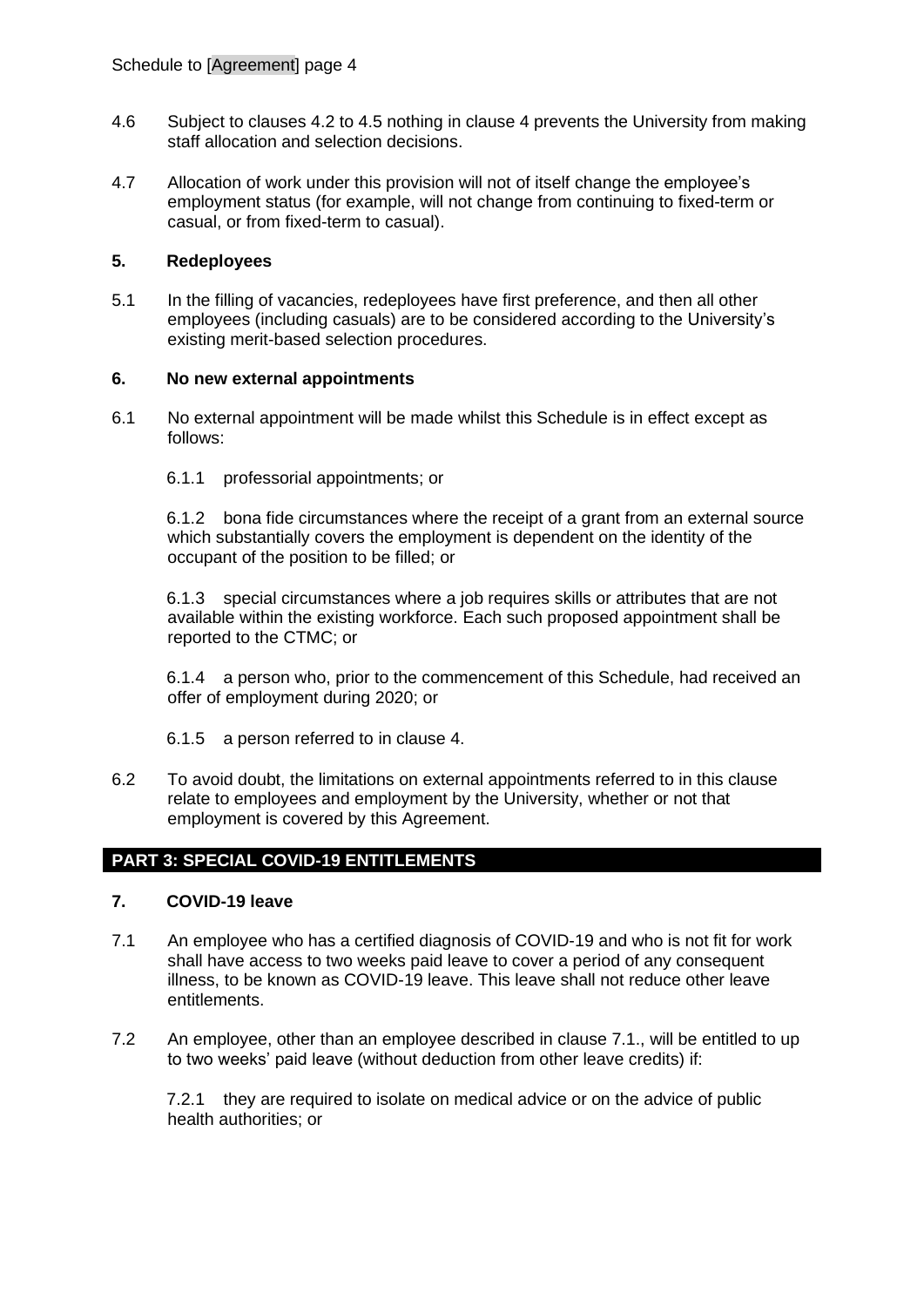4.6 Subject to clauses 4.2 to 4.5 nothing in clause 4 prevents the University from making staff allocation and selection decisions.

4.7 Allocation of work under this provision will not of itself change the employee's employment status (for example, will not change from continuing to fixed-term or casual, or from fixed-term to casual).

### 5. Redeployees

5.1 In the filling of vacancies, redeployees have first preference, and then all other employees (including casuals) are to be considered according to the University's existing merit-based selection procedures.

### 6. No new external appointments

6.1 No external appointment will be made whilst this Schedule is in effect except as follows:

6.1.1 professorial appointments; or

6.1.2 bona fide circumstances where the receipt of a grant from an external source which substantially covers the employment is dependent on the identity of the occupant of the position to be filled; or

6.1.3 special circumstances where a job requires skills or attributes that are not available within the existing workforce. Each such proposed appointment shall be reported to the CTMC; or

6.1.4 a person who, prior to the commencement of this Schedule, had received an offer of employment during 2020; or

6.1.5 a person referred to in clause 4.

6.2 To avoid doubt, the limitations on external appointments referred to in this clause relate to employees and employment by the University, whether or not that employment is covered by this Agreement.

## PART 3: SPECIAL COVID-19 ENTITLEMENTS

### 7. COVID-19 leave

7.1 An employee who has a certified diagnosis of COVID-19 and who is not fit for work shall have access to two weeks paid leave to cover a period of any consequent illness, to be known as COVID-19 leave. This leave shall not reduce other leave entitlements.

7.2 An employee, other than an employee described in clause 7.1., will be entitled to up to two weeks' paid leave (without deduction from other leave credits) if:

7.2.1 they are required to isolate on medical advice or on the advice of public health authorities; or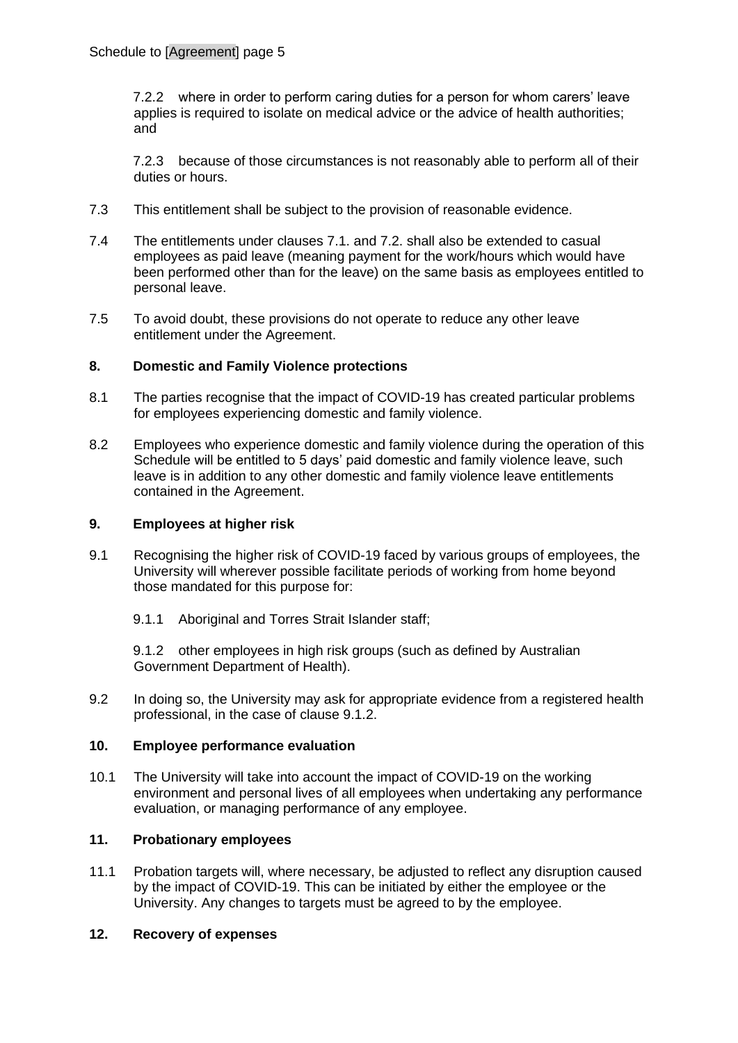7.2.2 where in order to perform caring duties for a person for whom carers' leave applies is required to isolate on medical advice or the advice of health authorities; and

7.2.3 because of those circumstances is not reasonably able to perform all of their duties or hours.

7.3 This entitlement shall be subject to the provision of reasonable evidence.

7.4 The entitlements under clauses 7.1. and 7.2. shall also be extended to casual employees as paid leave (meaning payment for the work/hours which would have been performed other than for the leave) on the same basis as employees entitled to personal leave.

7.5 To avoid doubt, these provisions do not operate to reduce any other leave entitlement under the Agreement.

## 8. Domestic and Family Violence protections

8.1 The parties recognise that the impact of COVID-19 has created particular problems for employees experiencing domestic and family violence.

8.2 Employees who experience domestic and family violence during the operation of this Schedule will be entitled to 5 days' paid domestic and family violence leave, such leave is in addition to any other domestic and family violence leave entitlements contained in the Agreement.

## 9. Employees at higher risk

9.1 Recognising the higher risk of COVID-19 faced by various groups of employees, the University will wherever possible facilitate periods of working from home beyond those mandated for this purpose for:

9.1.1 Aboriginal and Torres Strait Islander staff;

9.1.2 other employees in high risk groups (such as defined by Australian Government Department of Health).

9.2 In doing so, the University may ask for appropriate evidence from a registered health professional, in the case of clause 9.1.2.

## 10. Employee performance evaluation

10.1 The University will take into account the impact of COVID-19 on the working environment and personal lives of all employees when undertaking any performance evaluation, or managing performance of any employee.

## 11. Probationary employees

11.1 Probation targets will, where necessary, be adjusted to reflect any disruption caused by the impact of COVID-19. This can be initiated by either the employee or the University. Any changes to targets must be agreed to by the employee.

## 12. Recovery of expenses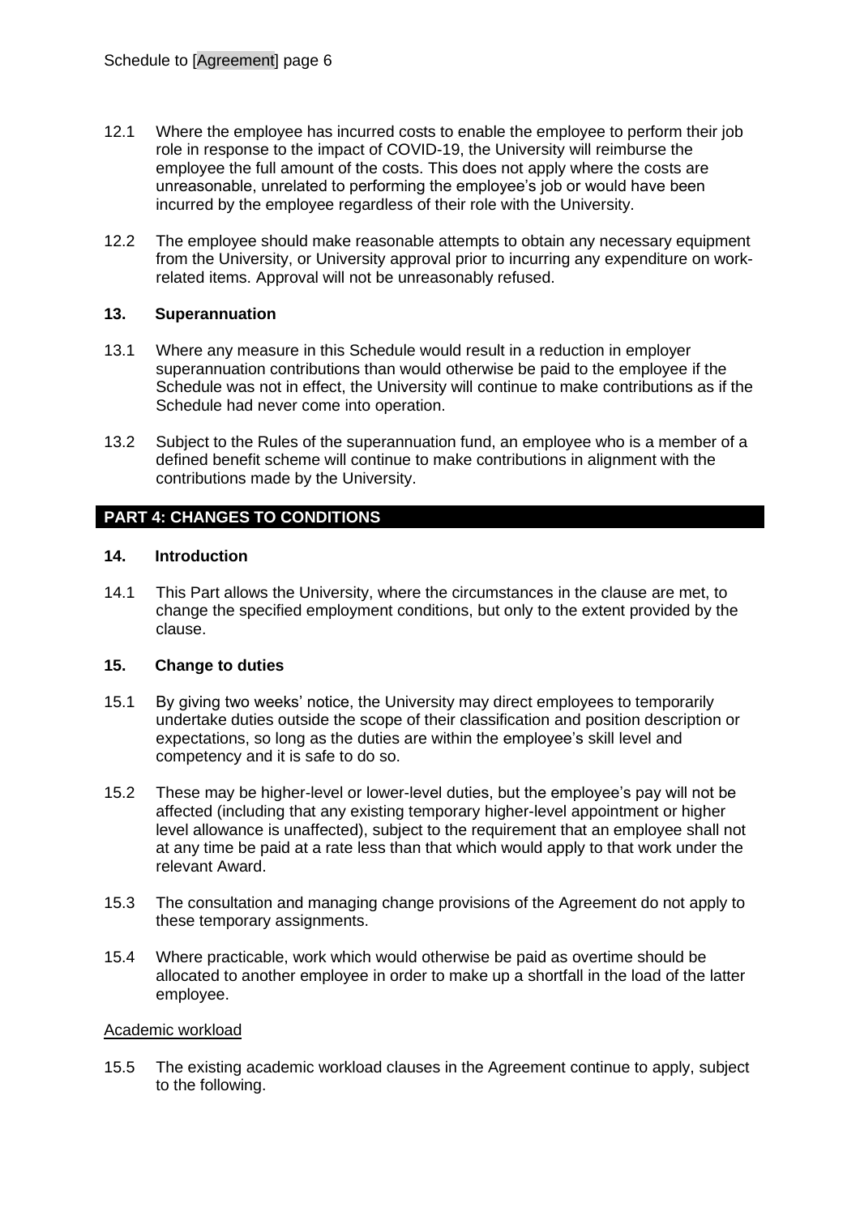12.1 Where the employee has incurred costs to enable the employee to perform their job role in response to the impact of COVID-19, the University will reimburse the employee the full amount of the costs. This does not apply where the costs are unreasonable, unrelated to performing the employee's job or would have been incurred by the employee regardless of their role with the University.

12.2 The employee should make reasonable attempts to obtain any necessary equipment from the University, or University approval prior to incurring any expenditure on work-related items. Approval will not be unreasonably refused.

### 13. Superannuation

13.1 Where any measure in this Schedule would result in a reduction in employer superannuation contributions than would otherwise be paid to the employee if the Schedule was not in effect, the University will continue to make contributions as if the Schedule had never come into operation.

13.2 Subject to the Rules of the superannuation fund, an employee who is a member of a defined benefit scheme will continue to make contributions in alignment with the contributions made by the University.

## PART 4: CHANGES TO CONDITIONS

### 14. Introduction

14.1 This Part allows the University, where the circumstances in the clause are met, to change the specified employment conditions, but only to the extent provided by the clause.

### 15. Change to duties

15.1 By giving two weeks' notice, the University may direct employees to temporarily undertake duties outside the scope of their classification and position description or expectations, so long as the duties are within the employee's skill level and competency and it is safe to do so.

15.2 These may be higher-level or lower-level duties, but the employee's pay will not be affected (including that any existing temporary higher-level appointment or higher level allowance is unaffected), subject to the requirement that an employee shall not at any time be paid at a rate less than that which would apply to that work under the relevant Award.

15.3 The consultation and managing change provisions of the Agreement do not apply to these temporary assignments.

15.4 Where practicable, work which would otherwise be paid as overtime should be allocated to another employee in order to make up a shortfall in the load of the latter employee.

Academic workload

15.5 The existing academic workload clauses in the Agreement continue to apply, subject to the following.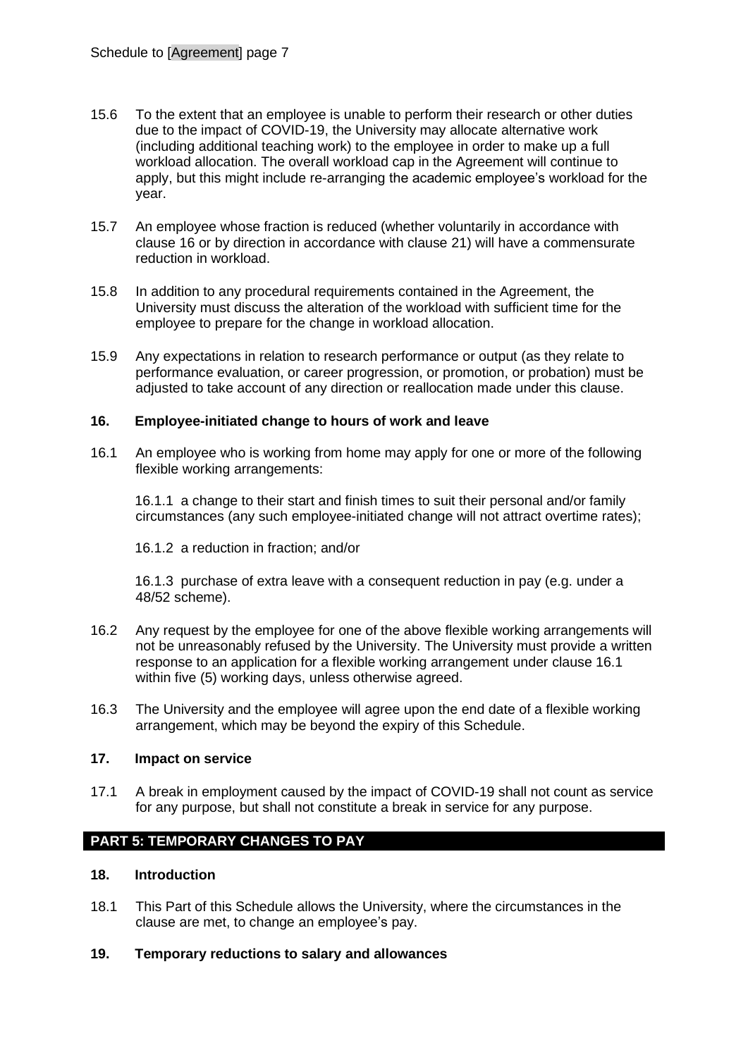15.6 To the extent that an employee is unable to perform their research or other duties due to the impact of COVID-19, the University may allocate alternative work (including additional teaching work) to the employee in order to make up a full workload allocation. The overall workload cap in the Agreement will continue to apply, but this might include re-arranging the academic employee's workload for the year.

15.7 An employee whose fraction is reduced (whether voluntarily in accordance with clause 16 or by direction in accordance with clause 21) will have a commensurate reduction in workload.

15.8 In addition to any procedural requirements contained in the Agreement, the University must discuss the alteration of the workload with sufficient time for the employee to prepare for the change in workload allocation.

15.9 Any expectations in relation to research performance or output (as they relate to performance evaluation, or career progression, or promotion, or probation) must be adjusted to take account of any direction or reallocation made under this clause.

### 16. Employee-initiated change to hours of work and leave

16.1 An employee who is working from home may apply for one or more of the following flexible working arrangements:

16.1.1 a change to their start and finish times to suit their personal and/or family circumstances (any such employee-initiated change will not attract overtime rates);

16.1.2 a reduction in fraction; and/or

16.1.3 purchase of extra leave with a consequent reduction in pay (e.g. under a 48/52 scheme).

16.2 Any request by the employee for one of the above flexible working arrangements will not be unreasonably refused by the University. The University must provide a written response to an application for a flexible working arrangement under clause 16.1 within five (5) working days, unless otherwise agreed.

16.3 The University and the employee will agree upon the end date of a flexible working arrangement, which may be beyond the expiry of this Schedule.

### 17. Impact on service

17.1 A break in employment caused by the impact of COVID-19 shall not count as service for any purpose, but shall not constitute a break in service for any purpose.

## PART 5: TEMPORARY CHANGES TO PAY

### 18. Introduction

18.1 This Part of this Schedule allows the University, where the circumstances in the clause are met, to change an employee's pay.

### 19. Temporary reductions to salary and allowances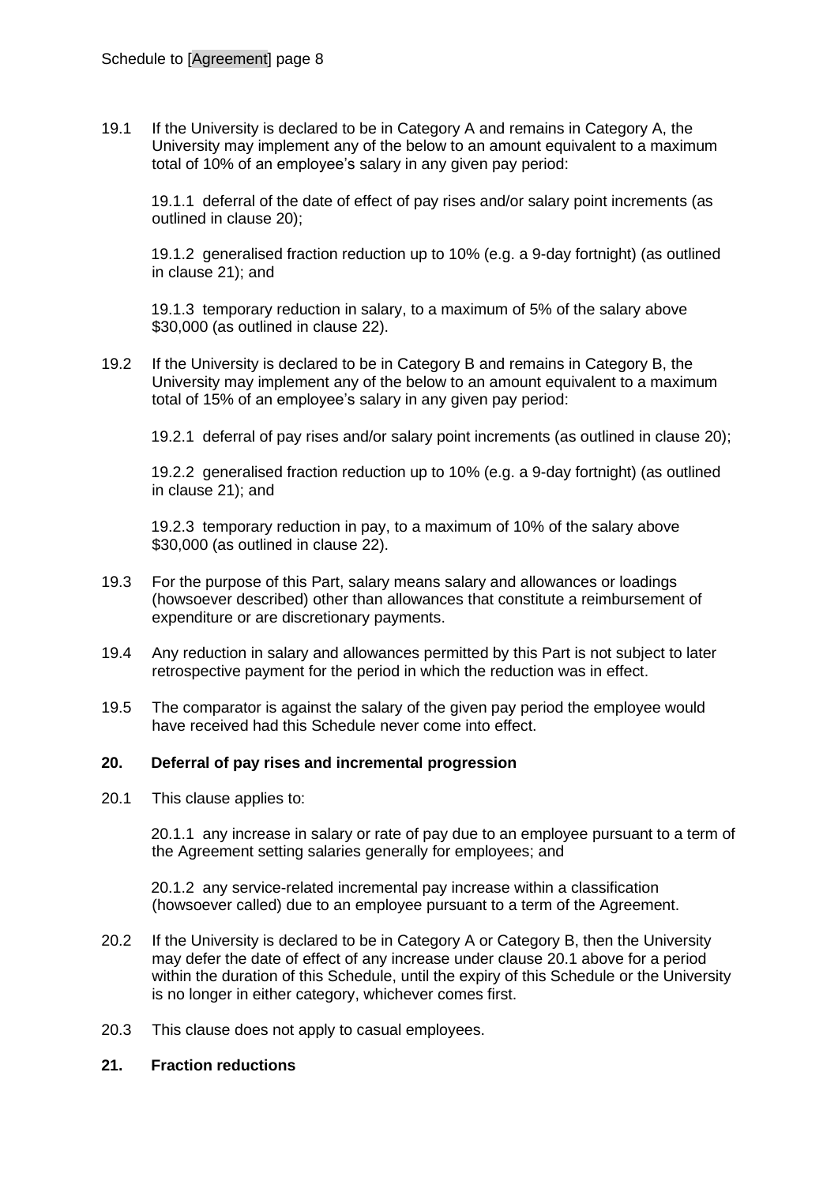19.1 If the University is declared to be in Category A and remains in Category A, the University may implement any of the below to an amount equivalent to a maximum total of 10% of an employee's salary in any given pay period:

19.1.1 deferral of the date of effect of pay rises and/or salary point increments (as outlined in clause 20);

19.1.2 generalised fraction reduction up to 10% (e.g. a 9-day fortnight) (as outlined in clause 21); and

19.1.3 temporary reduction in salary, to a maximum of 5% of the salary above $30,000 (as outlined in clause 22).

19.2 If the University is declared to be in Category B and remains in Category B, the University may implement any of the below to an amount equivalent to a maximum total of 15% of an employee's salary in any given pay period:

19.2.1 deferral of pay rises and/or salary point increments (as outlined in clause 20);

19.2.2 generalised fraction reduction up to 10% (e.g. a 9-day fortnight) (as outlined in clause 21); and

19.2.3 temporary reduction in pay, to a maximum of 10% of the salary above $30,000 (as outlined in clause 22).

19.3 For the purpose of this Part, salary means salary and allowances or loadings (howsoever described) other than allowances that constitute a reimbursement of expenditure or are discretionary payments.

19.4 Any reduction in salary and allowances permitted by this Part is not subject to later retrospective payment for the period in which the reduction was in effect.

19.5 The comparator is against the salary of the given pay period the employee would have received had this Schedule never come into effect.

## 20. Deferral of pay rises and incremental progression

20.1 This clause applies to:

20.1.1 any increase in salary or rate of pay due to an employee pursuant to a term of the Agreement setting salaries generally for employees; and

20.1.2 any service-related incremental pay increase within a classification (howsoever called) due to an employee pursuant to a term of the Agreement.

20.2 If the University is declared to be in Category A or Category B, then the University may defer the date of effect of any increase under clause 20.1 above for a period within the duration of this Schedule, until the expiry of this Schedule or the University is no longer in either category, whichever comes first.

20.3 This clause does not apply to casual employees.

## 21. Fraction reductions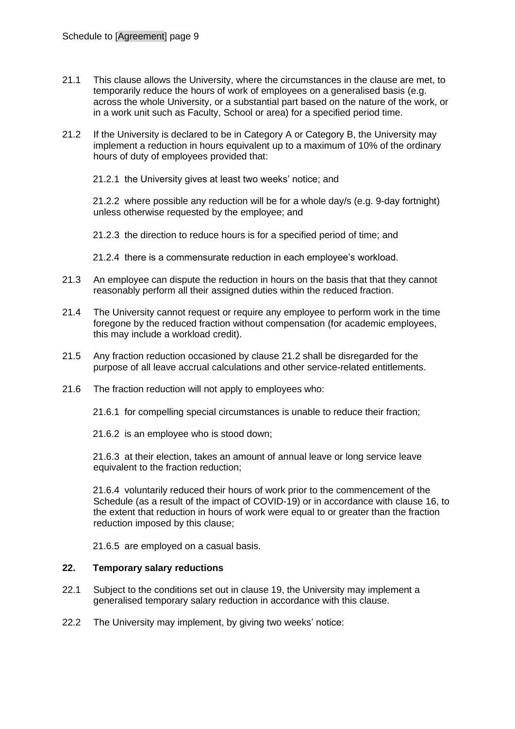21.1 This clause allows the University, where the circumstances in the clause are met, to temporarily reduce the hours of work of employees on a generalised basis (e.g. across the whole University, or a substantial part based on the nature of the work, or in a work unit such as Faculty, School or area) for a specified period time.

21.2 If the University is declared to be in Category A or Category B, the University may implement a reduction in hours equivalent up to a maximum of 10% of the ordinary hours of duty of employees provided that:

21.2.1 the University gives at least two weeks' notice; and

21.2.2 where possible any reduction will be for a whole day/s (e.g. 9-day fortnight) unless otherwise requested by the employee; and

21.2.3 the direction to reduce hours is for a specified period of time; and

21.2.4 there is a commensurate reduction in each employee's workload.

21.3 An employee can dispute the reduction in hours on the basis that that they cannot reasonably perform all their assigned duties within the reduced fraction.

21.4 The University cannot request or require any employee to perform work in the time foregone by the reduced fraction without compensation (for academic employees, this may include a workload credit).

21.5 Any fraction reduction occasioned by clause 21.2 shall be disregarded for the purpose of all leave accrual calculations and other service-related entitlements.

21.6 The fraction reduction will not apply to employees who:

21.6.1 for compelling special circumstances is unable to reduce their fraction;

21.6.2 is an employee who is stood down;

21.6.3 at their election, takes an amount of annual leave or long service leave equivalent to the fraction reduction;

21.6.4 voluntarily reduced their hours of work prior to the commencement of the Schedule (as a result of the impact of COVID-19) or in accordance with clause 16, to the extent that reduction in hours of work were equal to or greater than the fraction reduction imposed by this clause;

21.6.5 are employed on a casual basis.

## 22. Temporary salary reductions

22.1 Subject to the conditions set out in clause 19, the University may implement a generalised temporary salary reduction in accordance with this clause.

22.2 The University may implement, by giving two weeks' notice: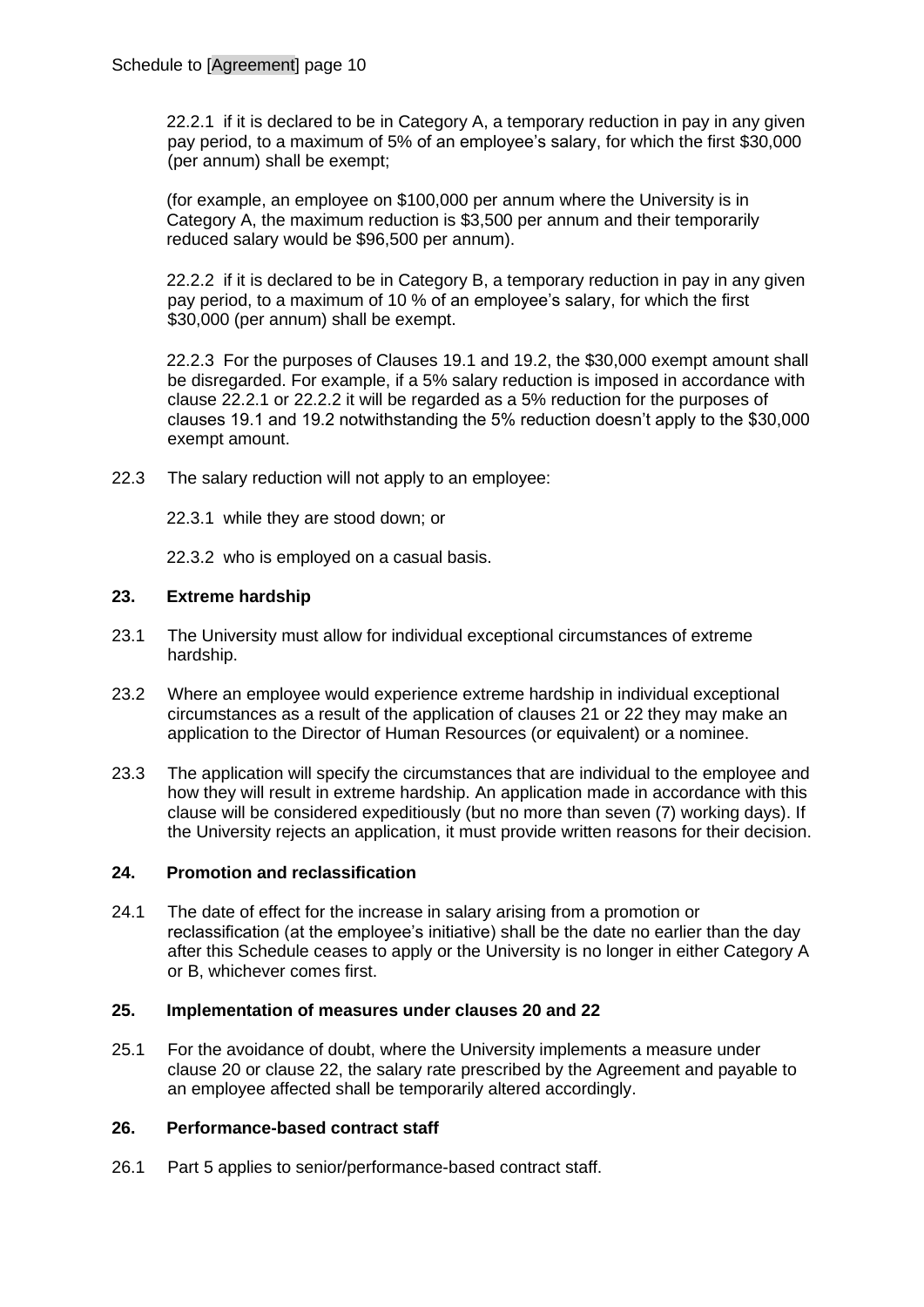22.2.1 if it is declared to be in Category A, a temporary reduction in pay in any given pay period, to a maximum of 5% of an employee's salary, for which the first $30,000 (per annum) shall be exempt;

(for example, an employee on $100,000 per annum where the University is in Category A, the maximum reduction is $3,500 per annum and their temporarily reduced salary would be $96,500 per annum).

22.2.2 if it is declared to be in Category B, a temporary reduction in pay in any given pay period, to a maximum of 10 % of an employee's salary, for which the first $30,000 (per annum) shall be exempt.

22.2.3 For the purposes of Clauses 19.1 and 19.2, the $30,000 exempt amount shall be disregarded. For example, if a 5% salary reduction is imposed in accordance with clause 22.2.1 or 22.2.2 it will be regarded as a 5% reduction for the purposes of clauses 19.1 and 19.2 notwithstanding the 5% reduction doesn't apply to the $30,000 exempt amount.

22.3 The salary reduction will not apply to an employee:

22.3.1 while they are stood down; or

22.3.2 who is employed on a casual basis.

## 23. Extreme hardship

23.1 The University must allow for individual exceptional circumstances of extreme hardship.

23.2 Where an employee would experience extreme hardship in individual exceptional circumstances as a result of the application of clauses 21 or 22 they may make an application to the Director of Human Resources (or equivalent) or a nominee.

23.3 The application will specify the circumstances that are individual to the employee and how they will result in extreme hardship. An application made in accordance with this clause will be considered expeditiously (but no more than seven (7) working days). If the University rejects an application, it must provide written reasons for their decision.

## 24. Promotion and reclassification

24.1 The date of effect for the increase in salary arising from a promotion or reclassification (at the employee's initiative) shall be the date no earlier than the day after this Schedule ceases to apply or the University is no longer in either Category A or B, whichever comes first.

## 25. Implementation of measures under clauses 20 and 22

25.1 For the avoidance of doubt, where the University implements a measure under clause 20 or clause 22, the salary rate prescribed by the Agreement and payable to an employee affected shall be temporarily altered accordingly.

## 26. Performance-based contract staff

26.1 Part 5 applies to senior/performance-based contract staff.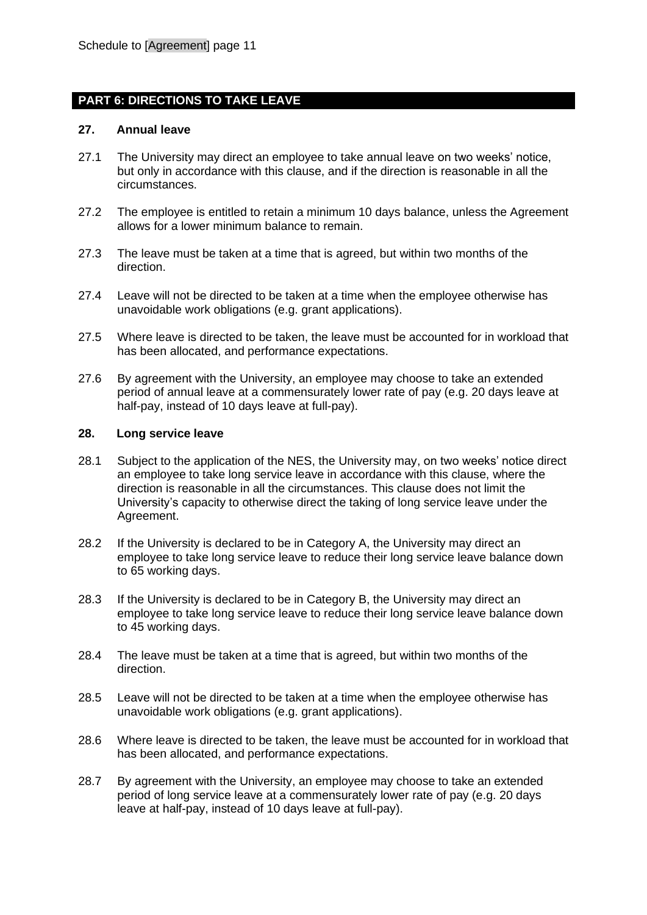## PART 6: DIRECTIONS TO TAKE LEAVE

### 27. Annual leave

27.1 The University may direct an employee to take annual leave on two weeks' notice, but only in accordance with this clause, and if the direction is reasonable in all the circumstances.

27.2 The employee is entitled to retain a minimum 10 days balance, unless the Agreement allows for a lower minimum balance to remain.

27.3 The leave must be taken at a time that is agreed, but within two months of the direction.

27.4 Leave will not be directed to be taken at a time when the employee otherwise has unavoidable work obligations (e.g. grant applications).

27.5 Where leave is directed to be taken, the leave must be accounted for in workload that has been allocated, and performance expectations.

27.6 By agreement with the University, an employee may choose to take an extended period of annual leave at a commensurately lower rate of pay (e.g. 20 days leave at half-pay, instead of 10 days leave at full-pay).

### 28. Long service leave

28.1 Subject to the application of the NES, the University may, on two weeks' notice direct an employee to take long service leave in accordance with this clause, where the direction is reasonable in all the circumstances. This clause does not limit the University's capacity to otherwise direct the taking of long service leave under the Agreement.

28.2 If the University is declared to be in Category A, the University may direct an employee to take long service leave to reduce their long service leave balance down to 65 working days.

28.3 If the University is declared to be in Category B, the University may direct an employee to take long service leave to reduce their long service leave balance down to 45 working days.

28.4 The leave must be taken at a time that is agreed, but within two months of the direction.

28.5 Leave will not be directed to be taken at a time when the employee otherwise has unavoidable work obligations (e.g. grant applications).

28.6 Where leave is directed to be taken, the leave must be accounted for in workload that has been allocated, and performance expectations.

28.7 By agreement with the University, an employee may choose to take an extended period of long service leave at a commensurately lower rate of pay (e.g. 20 days leave at half-pay, instead of 10 days leave at full-pay).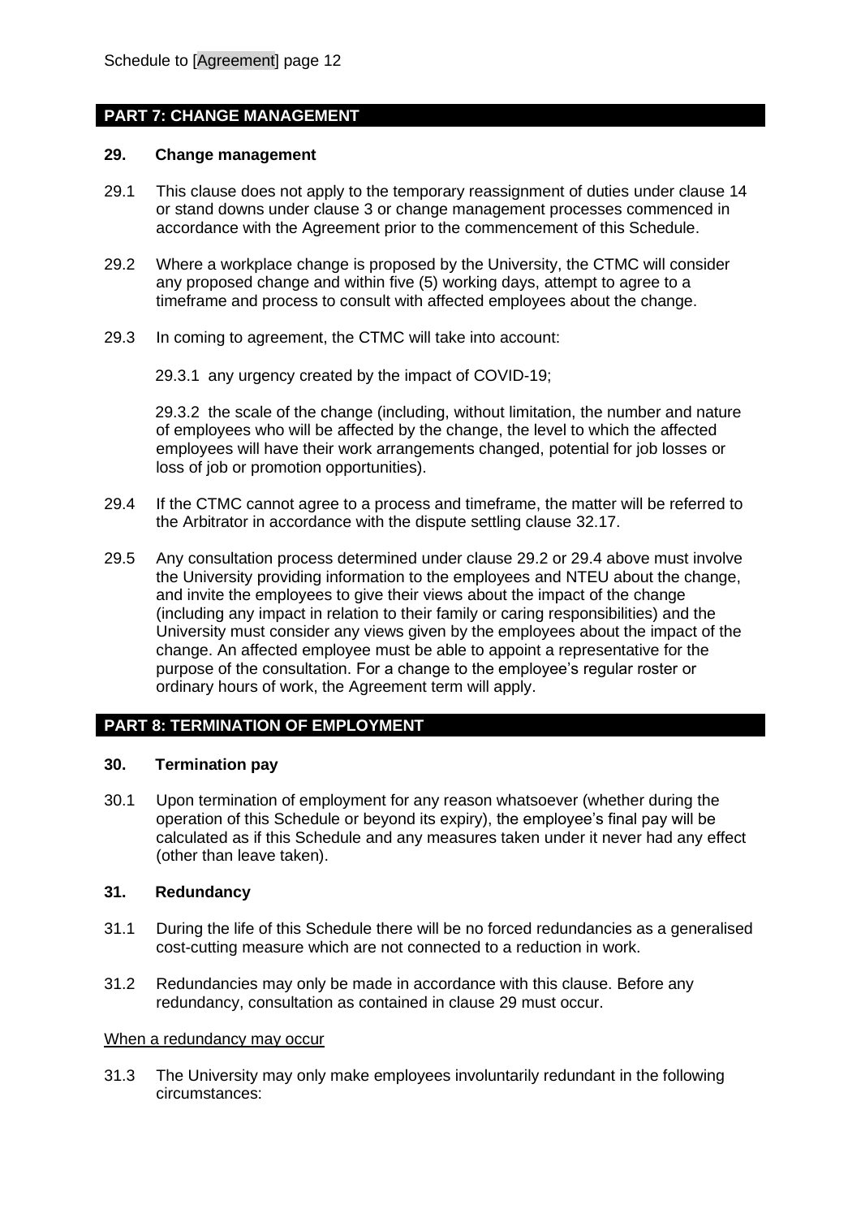## PART 7: CHANGE MANAGEMENT

### 29. Change management

29.1 This clause does not apply to the temporary reassignment of duties under clause 14 or stand downs under clause 3 or change management processes commenced in accordance with the Agreement prior to the commencement of this Schedule.

29.2 Where a workplace change is proposed by the University, the CTMC will consider any proposed change and within five (5) working days, attempt to agree to a timeframe and process to consult with affected employees about the change.

29.3 In coming to agreement, the CTMC will take into account:

29.3.1 any urgency created by the impact of COVID-19;

29.3.2 the scale of the change (including, without limitation, the number and nature of employees who will be affected by the change, the level to which the affected employees will have their work arrangements changed, potential for job losses or loss of job or promotion opportunities).

29.4 If the CTMC cannot agree to a process and timeframe, the matter will be referred to the Arbitrator in accordance with the dispute settling clause 32.17.

29.5 Any consultation process determined under clause 29.2 or 29.4 above must involve the University providing information to the employees and NTEU about the change, and invite the employees to give their views about the impact of the change (including any impact in relation to their family or caring responsibilities) and the University must consider any views given by the employees about the impact of the change. An affected employee must be able to appoint a representative for the purpose of the consultation. For a change to the employee's regular roster or ordinary hours of work, the Agreement term will apply.

## PART 8: TERMINATION OF EMPLOYMENT

### 30. Termination pay

30.1 Upon termination of employment for any reason whatsoever (whether during the operation of this Schedule or beyond its expiry), the employee's final pay will be calculated as if this Schedule and any measures taken under it never had any effect (other than leave taken).

### 31. Redundancy

31.1 During the life of this Schedule there will be no forced redundancies as a generalised cost-cutting measure which are not connected to a reduction in work.

31.2 Redundancies may only be made in accordance with this clause. Before any redundancy, consultation as contained in clause 29 must occur.

When a redundancy may occur

31.3 The University may only make employees involuntarily redundant in the following circumstances: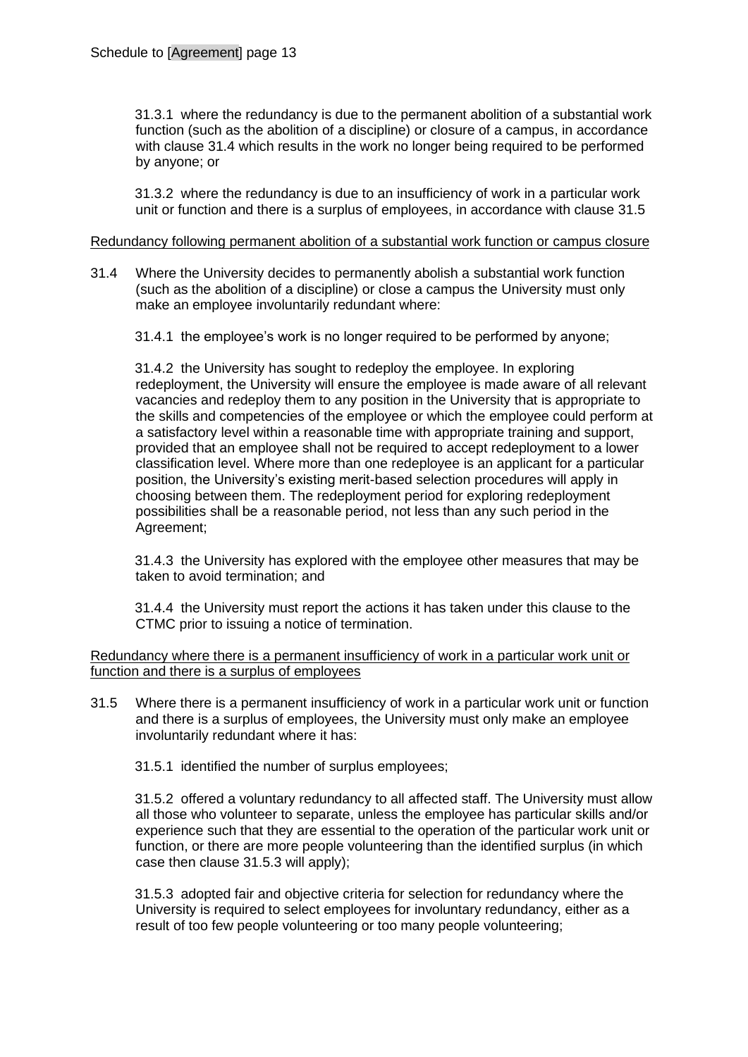31.3.1 where the redundancy is due to the permanent abolition of a substantial work function (such as the abolition of a discipline) or closure of a campus, in accordance with clause 31.4 which results in the work no longer being required to be performed by anyone; or

31.3.2 where the redundancy is due to an insufficiency of work in a particular work unit or function and there is a surplus of employees, in accordance with clause 31.5

<u>Redundancy following permanent abolition of a substantial work function or campus closure</u>

31.4 Where the University decides to permanently abolish a substantial work function (such as the abolition of a discipline) or close a campus the University must only make an employee involuntarily redundant where:

31.4.1 the employee's work is no longer required to be performed by anyone;

31.4.2 the University has sought to redeploy the employee. In exploring redeployment, the University will ensure the employee is made aware of all relevant vacancies and redeploy them to any position in the University that is appropriate to the skills and competencies of the employee or which the employee could perform at a satisfactory level within a reasonable time with appropriate training and support, provided that an employee shall not be required to accept redeployment to a lower classification level. Where more than one redeployee is an applicant for a particular position, the University's existing merit-based selection procedures will apply in choosing between them. The redeployment period for exploring redeployment possibilities shall be a reasonable period, not less than any such period in the Agreement;

31.4.3 the University has explored with the employee other measures that may be taken to avoid termination; and

31.4.4 the University must report the actions it has taken under this clause to the CTMC prior to issuing a notice of termination.

<u>Redundancy where there is a permanent insufficiency of work in a particular work unit or function and there is a surplus of employees</u>

31.5 Where there is a permanent insufficiency of work in a particular work unit or function and there is a surplus of employees, the University must only make an employee involuntarily redundant where it has:

31.5.1 identified the number of surplus employees;

31.5.2 offered a voluntary redundancy to all affected staff. The University must allow all those who volunteer to separate, unless the employee has particular skills and/or experience such that they are essential to the operation of the particular work unit or function, or there are more people volunteering than the identified surplus (in which case then clause 31.5.3 will apply);

31.5.3 adopted fair and objective criteria for selection for redundancy where the University is required to select employees for involuntary redundancy, either as a result of too few people volunteering or too many people volunteering;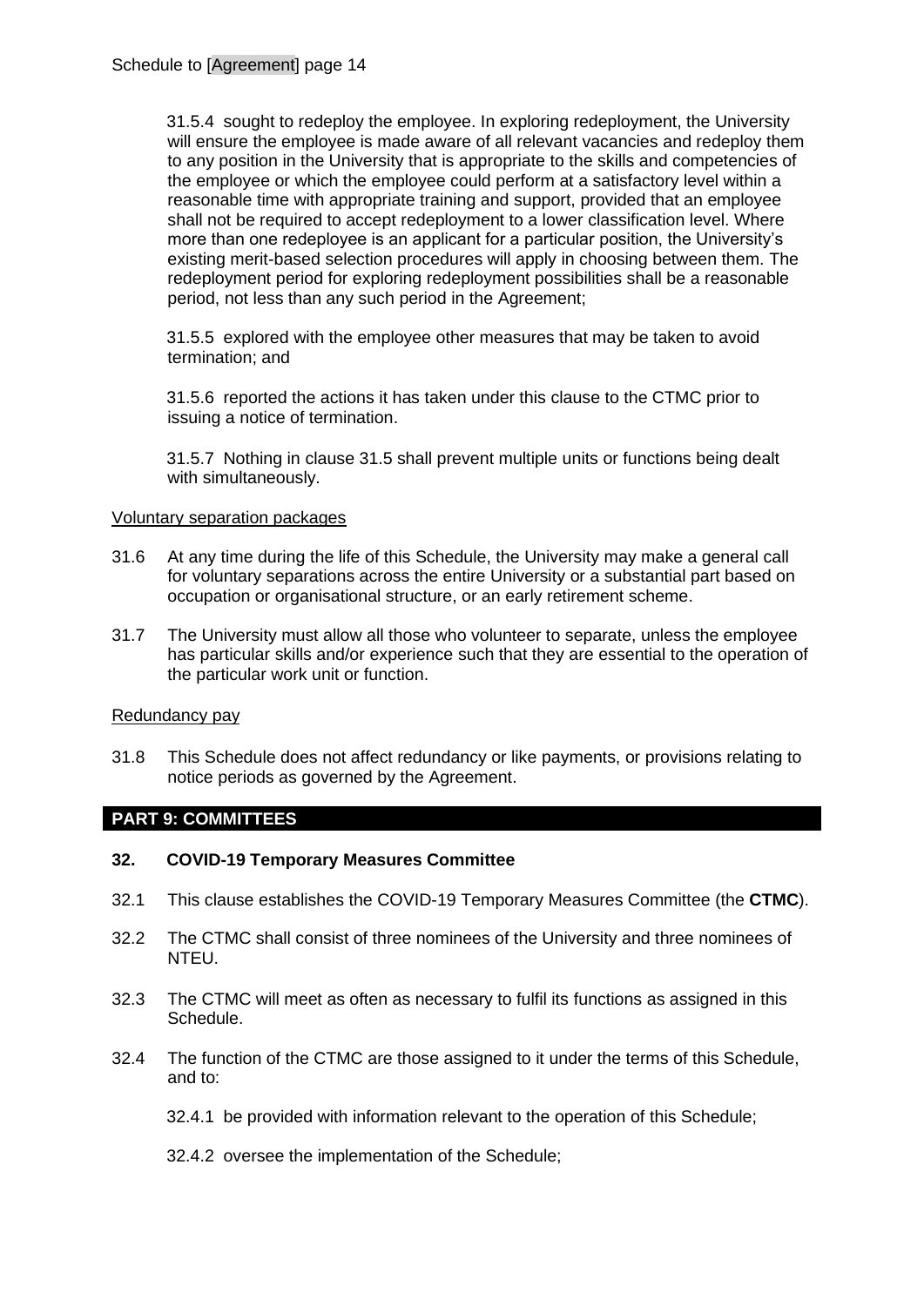31.5.4 sought to redeploy the employee. In exploring redeployment, the University will ensure the employee is made aware of all relevant vacancies and redeploy them to any position in the University that is appropriate to the skills and competencies of the employee or which the employee could perform at a satisfactory level within a reasonable time with appropriate training and support, provided that an employee shall not be required to accept redeployment to a lower classification level. Where more than one redeployee is an applicant for a particular position, the University's existing merit-based selection procedures will apply in choosing between them. The redeployment period for exploring redeployment possibilities shall be a reasonable period, not less than any such period in the Agreement;

31.5.5 explored with the employee other measures that may be taken to avoid termination; and

31.5.6 reported the actions it has taken under this clause to the CTMC prior to issuing a notice of termination.

31.5.7 Nothing in clause 31.5 shall prevent multiple units or functions being dealt with simultaneously.

Voluntary separation packages

31.6 At any time during the life of this Schedule, the University may make a general call for voluntary separations across the entire University or a substantial part based on occupation or organisational structure, or an early retirement scheme.

31.7 The University must allow all those who volunteer to separate, unless the employee has particular skills and/or experience such that they are essential to the operation of the particular work unit or function.

Redundancy pay

31.8 This Schedule does not affect redundancy or like payments, or provisions relating to notice periods as governed by the Agreement.

## PART 9: COMMITTEES

### 32. COVID-19 Temporary Measures Committee

32.1 This clause establishes the COVID-19 Temporary Measures Committee (the **CTMC**).

32.2 The CTMC shall consist of three nominees of the University and three nominees of NTEU.

32.3 The CTMC will meet as often as necessary to fulfil its functions as assigned in this Schedule.

32.4 The function of the CTMC are those assigned to it under the terms of this Schedule, and to:

32.4.1 be provided with information relevant to the operation of this Schedule;

32.4.2 oversee the implementation of the Schedule;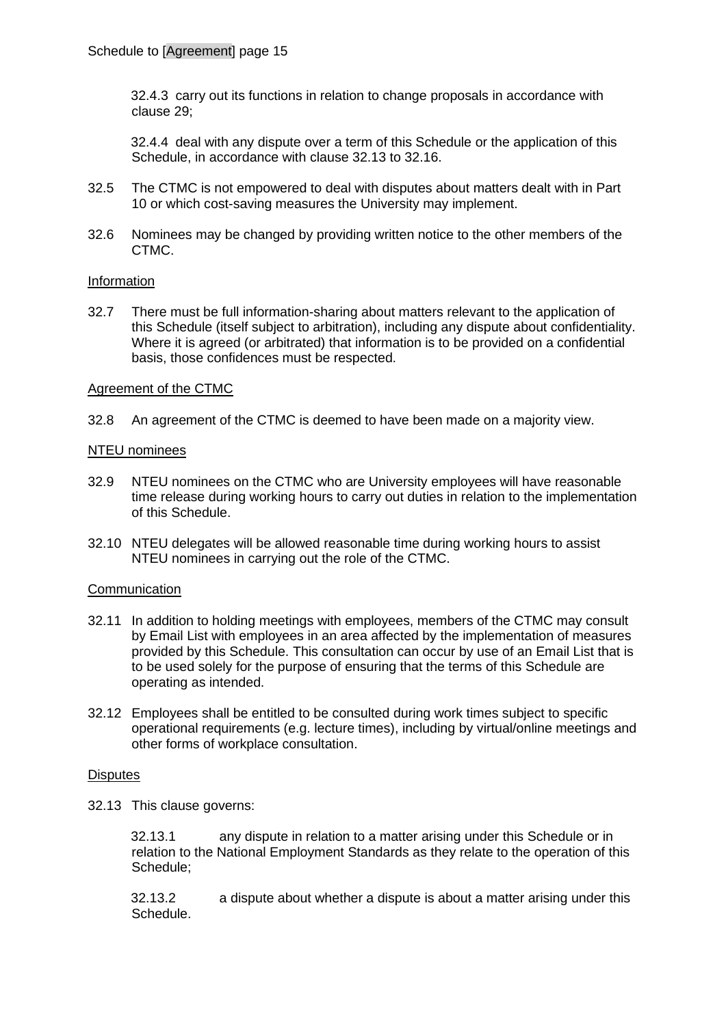32.4.3 carry out its functions in relation to change proposals in accordance with clause 29;

32.4.4 deal with any dispute over a term of this Schedule or the application of this Schedule, in accordance with clause 32.13 to 32.16.

32.5 The CTMC is not empowered to deal with disputes about matters dealt with in Part 10 or which cost-saving measures the University may implement.

32.6 Nominees may be changed by providing written notice to the other members of the CTMC.

<u>Information</u>

32.7 There must be full information-sharing about matters relevant to the application of this Schedule (itself subject to arbitration), including any dispute about confidentiality. Where it is agreed (or arbitrated) that information is to be provided on a confidential basis, those confidences must be respected.

<u>Agreement of the CTMC</u>

32.8 An agreement of the CTMC is deemed to have been made on a majority view.

<u>NTEU nominees</u>

32.9 NTEU nominees on the CTMC who are University employees will have reasonable time release during working hours to carry out duties in relation to the implementation of this Schedule.

32.10 NTEU delegates will be allowed reasonable time during working hours to assist NTEU nominees in carrying out the role of the CTMC.

<u>Communication</u>

32.11 In addition to holding meetings with employees, members of the CTMC may consult by Email List with employees in an area affected by the implementation of measures provided by this Schedule. This consultation can occur by use of an Email List that is to be used solely for the purpose of ensuring that the terms of this Schedule are operating as intended.

32.12 Employees shall be entitled to be consulted during work times subject to specific operational requirements (e.g. lecture times), including by virtual/online meetings and other forms of workplace consultation.

<u>Disputes</u>

32.13 This clause governs:

32.13.1 any dispute in relation to a matter arising under this Schedule or in relation to the National Employment Standards as they relate to the operation of this Schedule;

32.13.2 a dispute about whether a dispute is about a matter arising under this Schedule.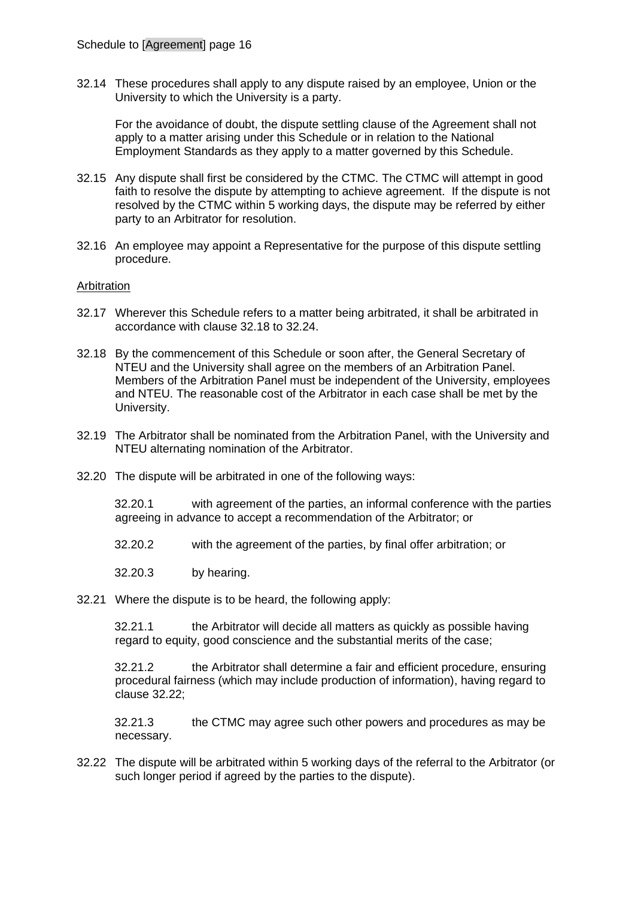32.14 These procedures shall apply to any dispute raised by an employee, Union or the University to which the University is a party.

For the avoidance of doubt, the dispute settling clause of the Agreement shall not apply to a matter arising under this Schedule or in relation to the National Employment Standards as they apply to a matter governed by this Schedule.

32.15 Any dispute shall first be considered by the CTMC. The CTMC will attempt in good faith to resolve the dispute by attempting to achieve agreement. If the dispute is not resolved by the CTMC within 5 working days, the dispute may be referred by either party to an Arbitrator for resolution.

32.16 An employee may appoint a Representative for the purpose of this dispute settling procedure.

Arbitration

32.17 Wherever this Schedule refers to a matter being arbitrated, it shall be arbitrated in accordance with clause 32.18 to 32.24.

32.18 By the commencement of this Schedule or soon after, the General Secretary of NTEU and the University shall agree on the members of an Arbitration Panel. Members of the Arbitration Panel must be independent of the University, employees and NTEU. The reasonable cost of the Arbitrator in each case shall be met by the University.

32.19 The Arbitrator shall be nominated from the Arbitration Panel, with the University and NTEU alternating nomination of the Arbitrator.

32.20 The dispute will be arbitrated in one of the following ways:

32.20.1 with agreement of the parties, an informal conference with the parties agreeing in advance to accept a recommendation of the Arbitrator; or

32.20.2 with the agreement of the parties, by final offer arbitration; or

32.20.3 by hearing.

32.21 Where the dispute is to be heard, the following apply:

32.21.1 the Arbitrator will decide all matters as quickly as possible having regard to equity, good conscience and the substantial merits of the case;

32.21.2 the Arbitrator shall determine a fair and efficient procedure, ensuring procedural fairness (which may include production of information), having regard to clause 32.22;

32.21.3 the CTMC may agree such other powers and procedures as may be necessary.

32.22 The dispute will be arbitrated within 5 working days of the referral to the Arbitrator (or such longer period if agreed by the parties to the dispute).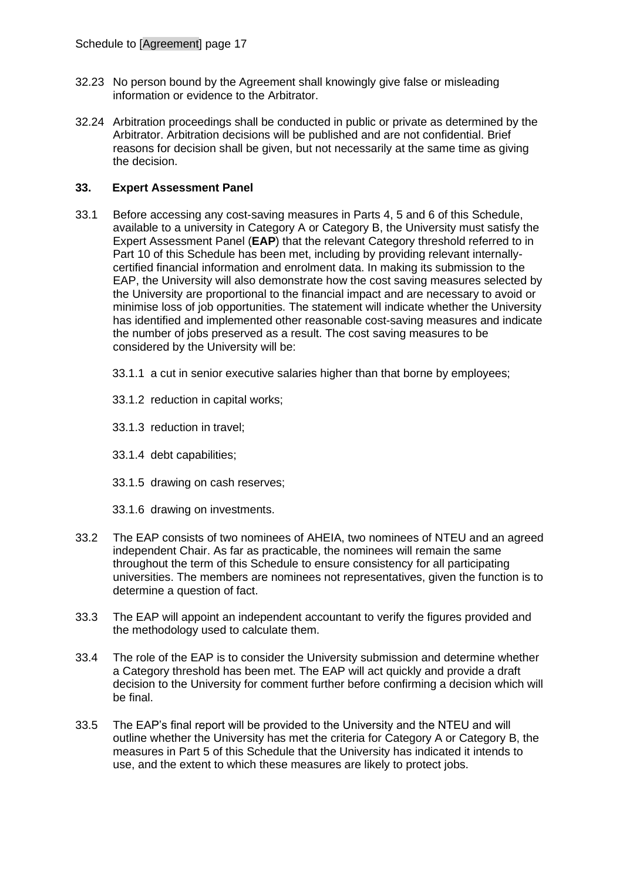32.23 No person bound by the Agreement shall knowingly give false or misleading information or evidence to the Arbitrator.

32.24 Arbitration proceedings shall be conducted in public or private as determined by the Arbitrator. Arbitration decisions will be published and are not confidential. Brief reasons for decision shall be given, but not necessarily at the same time as giving the decision.

## 33. Expert Assessment Panel

33.1 Before accessing any cost-saving measures in Parts 4, 5 and 6 of this Schedule, available to a university in Category A or Category B, the University must satisfy the Expert Assessment Panel (**EAP**) that the relevant Category threshold referred to in Part 10 of this Schedule has been met, including by providing relevant internally-certified financial information and enrolment data. In making its submission to the EAP, the University will also demonstrate how the cost saving measures selected by the University are proportional to the financial impact and are necessary to avoid or minimise loss of job opportunities. The statement will indicate whether the University has identified and implemented other reasonable cost-saving measures and indicate the number of jobs preserved as a result. The cost saving measures to be considered by the University will be:

33.1.1 a cut in senior executive salaries higher than that borne by employees;

33.1.2 reduction in capital works;

33.1.3 reduction in travel;

33.1.4 debt capabilities;

33.1.5 drawing on cash reserves;

33.1.6 drawing on investments.

33.2 The EAP consists of two nominees of AHEIA, two nominees of NTEU and an agreed independent Chair. As far as practicable, the nominees will remain the same throughout the term of this Schedule to ensure consistency for all participating universities. The members are nominees not representatives, given the function is to determine a question of fact.

33.3 The EAP will appoint an independent accountant to verify the figures provided and the methodology used to calculate them.

33.4 The role of the EAP is to consider the University submission and determine whether a Category threshold has been met. The EAP will act quickly and provide a draft decision to the University for comment further before confirming a decision which will be final.

33.5 The EAP's final report will be provided to the University and the NTEU and will outline whether the University has met the criteria for Category A or Category B, the measures in Part 5 of this Schedule that the University has indicated it intends to use, and the extent to which these measures are likely to protect jobs.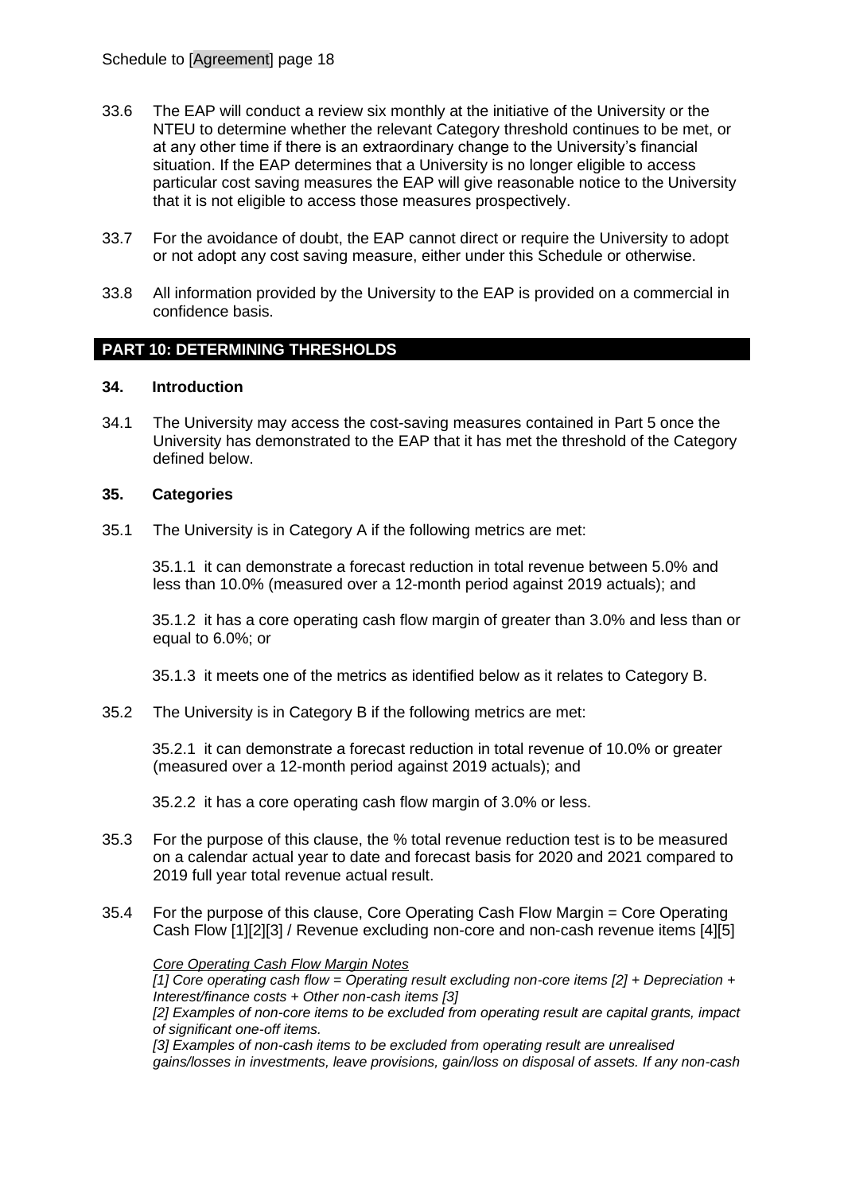33.6 The EAP will conduct a review six monthly at the initiative of the University or the NTEU to determine whether the relevant Category threshold continues to be met, or at any other time if there is an extraordinary change to the University's financial situation. If the EAP determines that a University is no longer eligible to access particular cost saving measures the EAP will give reasonable notice to the University that it is not eligible to access those measures prospectively.

33.7 For the avoidance of doubt, the EAP cannot direct or require the University to adopt or not adopt any cost saving measure, either under this Schedule or otherwise.

33.8 All information provided by the University to the EAP is provided on a commercial in confidence basis.

## PART 10: DETERMINING THRESHOLDS

### 34. Introduction

34.1 The University may access the cost-saving measures contained in Part 5 once the University has demonstrated to the EAP that it has met the threshold of the Category defined below.

### 35. Categories

35.1 The University is in Category A if the following metrics are met:

35.1.1 it can demonstrate a forecast reduction in total revenue between 5.0% and less than 10.0% (measured over a 12-month period against 2019 actuals); and

35.1.2 it has a core operating cash flow margin of greater than 3.0% and less than or equal to 6.0%; or

35.1.3 it meets one of the metrics as identified below as it relates to Category B.

35.2 The University is in Category B if the following metrics are met:

35.2.1 it can demonstrate a forecast reduction in total revenue of 10.0% or greater (measured over a 12-month period against 2019 actuals); and

35.2.2 it has a core operating cash flow margin of 3.0% or less.

35.3 For the purpose of this clause, the % total revenue reduction test is to be measured on a calendar actual year to date and forecast basis for 2020 and 2021 compared to 2019 full year total revenue actual result.

35.4 For the purpose of this clause, Core Operating Cash Flow Margin = Core Operating Cash Flow [1][2][3] / Revenue excluding non-core and non-cash revenue items [4][5]

*Core Operating Cash Flow Margin Notes*

*[1] Core operating cash flow = Operating result excluding non-core items [2] + Depreciation + Interest/finance costs + Other non-cash items [3]*

*[2] Examples of non-core items to be excluded from operating result are capital grants, impact of significant one-off items.*

*[3] Examples of non-cash items to be excluded from operating result are unrealised gains/losses in investments, leave provisions, gain/loss on disposal of assets. If any non-cash*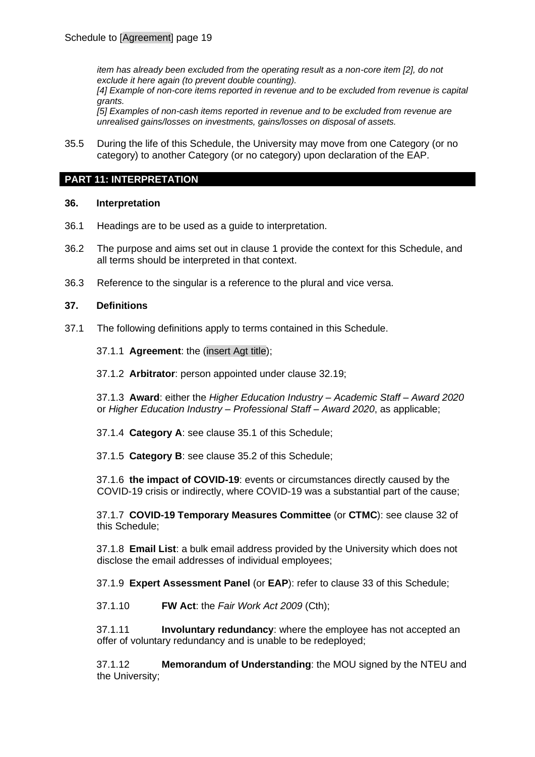*item has already been excluded from the operating result as a non-core item [2], do not exclude it here again (to prevent double counting).*
*[4] Example of non-core items reported in revenue and to be excluded from revenue is capital grants.*
*[5] Examples of non-cash items reported in revenue and to be excluded from revenue are unrealised gains/losses on investments, gains/losses on disposal of assets.*

35.5 During the life of this Schedule, the University may move from one Category (or no category) to another Category (or no category) upon declaration of the EAP.

## PART 11: INTERPRETATION

### 36. Interpretation

36.1 Headings are to be used as a guide to interpretation.

36.2 The purpose and aims set out in clause 1 provide the context for this Schedule, and all terms should be interpreted in that context.

36.3 Reference to the singular is a reference to the plural and vice versa.

### 37. Definitions

37.1 The following definitions apply to terms contained in this Schedule.

37.1.1 **Agreement**: the (insert Agt title);

37.1.2 **Arbitrator**: person appointed under clause 32.19;

37.1.3 **Award**: either the *Higher Education Industry – Academic Staff – Award 2020* or *Higher Education Industry – Professional Staff – Award 2020*, as applicable;

37.1.4 **Category A**: see clause 35.1 of this Schedule;

37.1.5 **Category B**: see clause 35.2 of this Schedule;

37.1.6 **the impact of COVID-19**: events or circumstances directly caused by the COVID-19 crisis or indirectly, where COVID-19 was a substantial part of the cause;

37.1.7 **COVID-19 Temporary Measures Committee** (or **CTMC**): see clause 32 of this Schedule;

37.1.8 **Email List**: a bulk email address provided by the University which does not disclose the email addresses of individual employees;

37.1.9 **Expert Assessment Panel** (or **EAP**): refer to clause 33 of this Schedule;

37.1.10 **FW Act**: the *Fair Work Act 2009* (Cth);

37.1.11 **Involuntary redundancy**: where the employee has not accepted an offer of voluntary redundancy and is unable to be redeployed;

37.1.12 **Memorandum of Understanding**: the MOU signed by the NTEU and the University;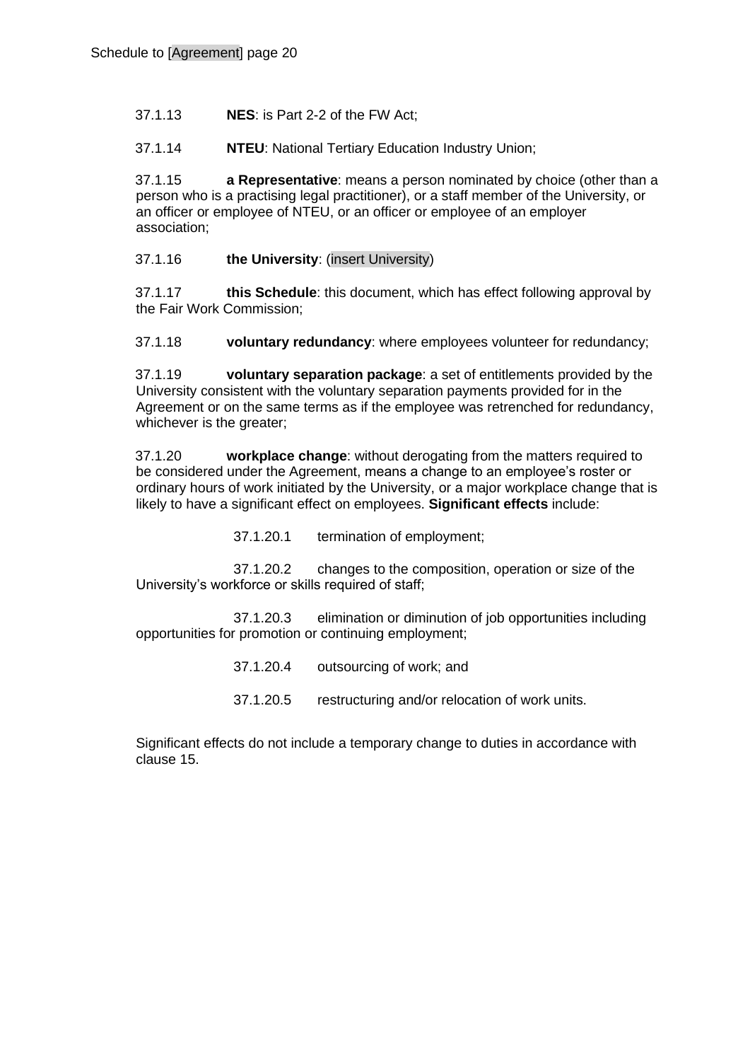37.1.13 **NES**: is Part 2-2 of the FW Act;

37.1.14 **NTEU**: National Tertiary Education Industry Union;

37.1.15 **a Representative**: means a person nominated by choice (other than a person who is a practising legal practitioner), or a staff member of the University, or an officer or employee of NTEU, or an officer or employee of an employer association;

37.1.16 **the University**: (insert University)

37.1.17 **this Schedule**: this document, which has effect following approval by the Fair Work Commission;

37.1.18 **voluntary redundancy**: where employees volunteer for redundancy;

37.1.19 **voluntary separation package**: a set of entitlements provided by the University consistent with the voluntary separation payments provided for in the Agreement or on the same terms as if the employee was retrenched for redundancy, whichever is the greater;

37.1.20 **workplace change**: without derogating from the matters required to be considered under the Agreement, means a change to an employee's roster or ordinary hours of work initiated by the University, or a major workplace change that is likely to have a significant effect on employees. **Significant effects** include:

37.1.20.1 termination of employment;

37.1.20.2 changes to the composition, operation or size of the University's workforce or skills required of staff;

37.1.20.3 elimination or diminution of job opportunities including opportunities for promotion or continuing employment;

37.1.20.4 outsourcing of work; and

37.1.20.5 restructuring and/or relocation of work units.

Significant effects do not include a temporary change to duties in accordance with clause 15.